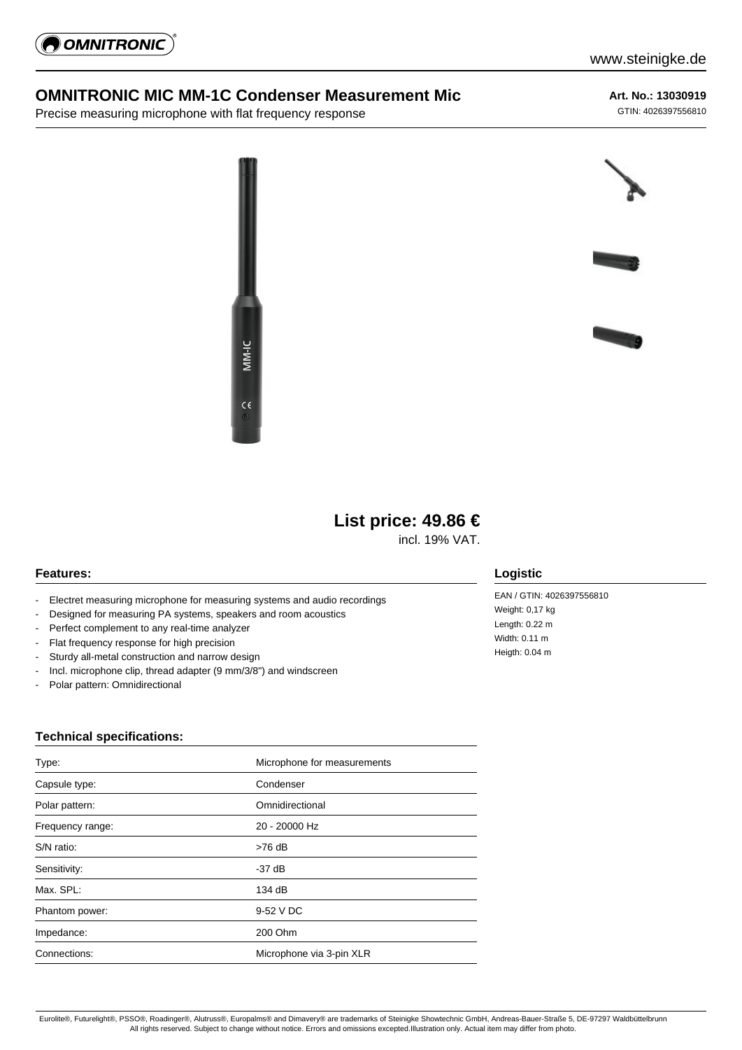# OMNITRONIC MIC MM-1C Condenser Measurement Mic

Precise measuring microphone with flat frequency response

**Art. No.: 13030919**
GTIN: 4026397556810

## List price: 49.86 €

incl. 19% VAT.

### Features:

- Electret measuring microphone for measuring systems and audio recordings
- Designed for measuring PA systems, speakers and room acoustics
- Perfect complement to any real-time analyzer
- Flat frequency response for high precision
- Sturdy all-metal construction and narrow design
- Incl. microphone clip, thread adapter (9 mm/3/8") and windscreen
- Polar pattern: Omnidirectional

### Logistic

EAN / GTIN: 4026397556810
Weight: 0,17 kg
Length: 0.22 m
Width: 0.11 m
Heigth: 0.04 m

### Technical specifications:

| | |
|---|---|
| Type: | Microphone for measurements |
| Capsule type: | Condenser |
| Polar pattern: | Omnidirectional |
| Frequency range: | 20 - 20000 Hz |
| S/N ratio: | >76 dB |
| Sensitivity: | -37 dB |
| Max. SPL: | 134 dB |
| Phantom power: | 9-52 V DC |
| Impedance: | 200 Ohm |
| Connections: | Microphone via 3-pin XLR |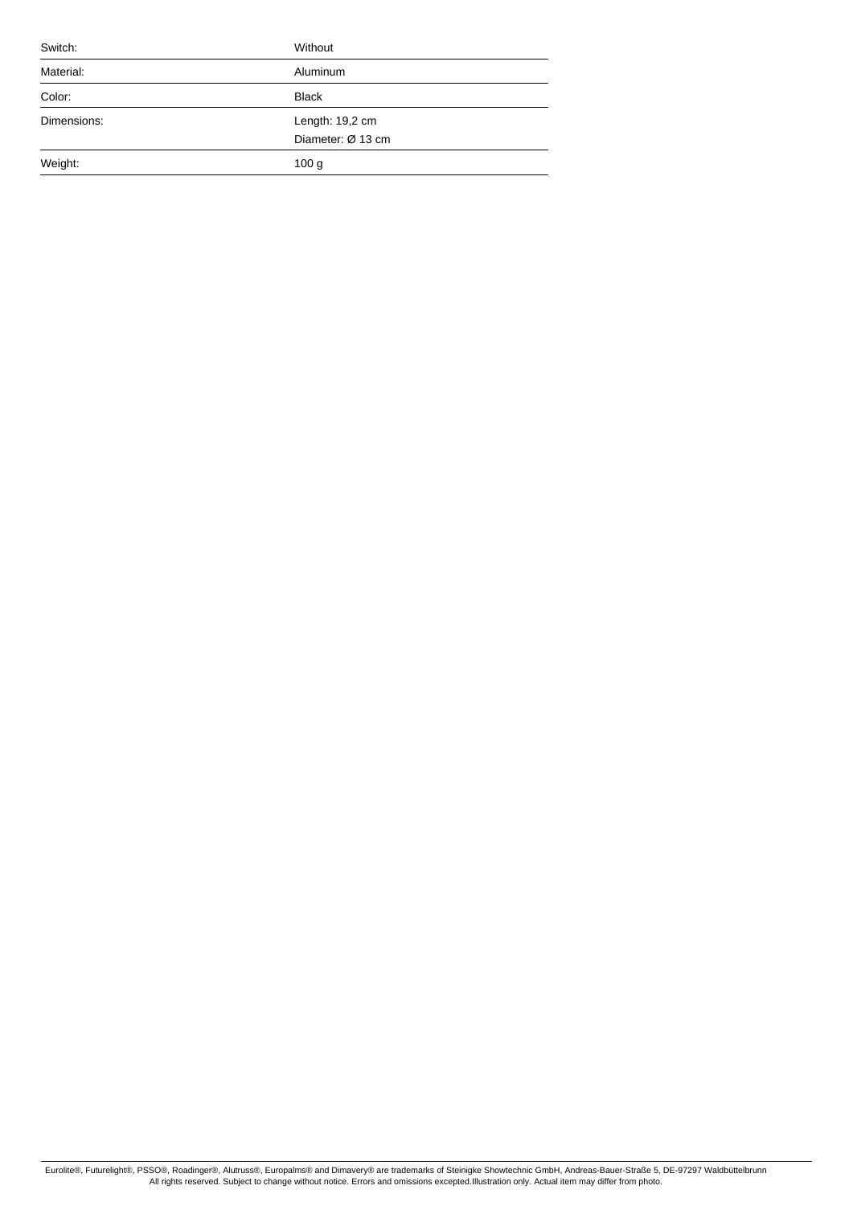| | |
|---|---|
| Switch: | Without |
| Material: | Aluminum |
| Color: | Black |
| Dimensions: | Length: 19,2 cm<br>Diameter: Ø 13 cm |
| Weight: | 100 g |

Eurolite®, Futurelight®, PSSO®, Roadinger®, Alutruss®, Europalms® and Dimavery® are trademarks of Steinigke Showtechnic GmbH, Andreas-Bauer-Straße 5, DE-97297 Waldbüttelbrunn
All rights reserved. Subject to change without notice. Errors and omissions excepted.Illustration only. Actual item may differ from photo.